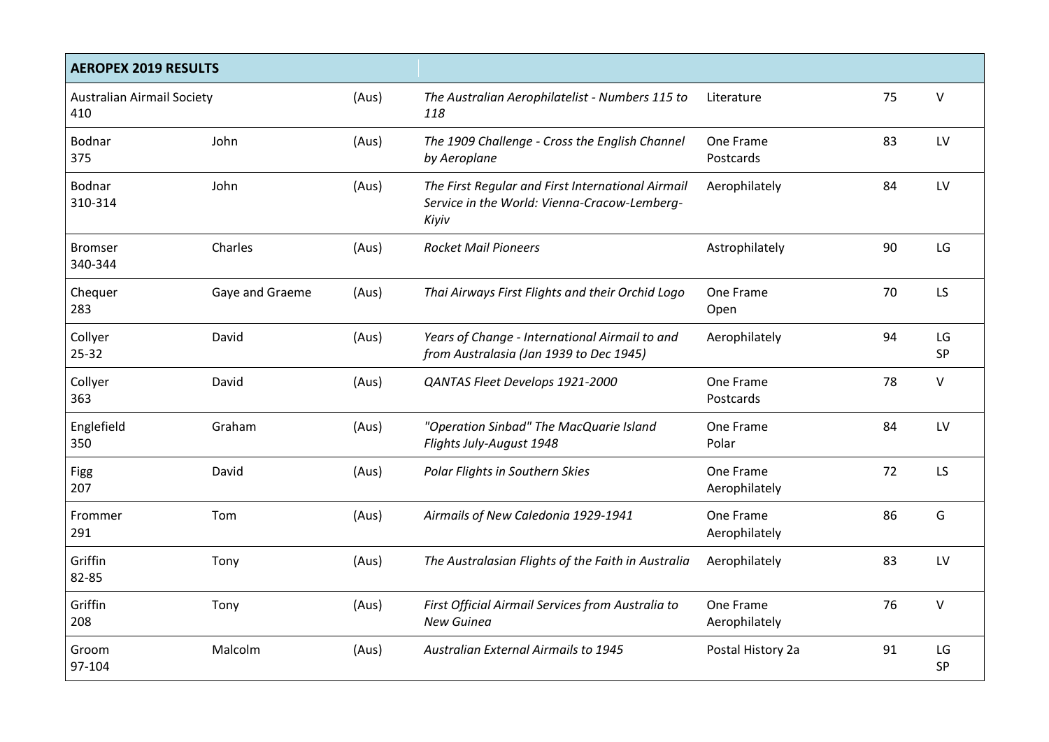| AEROPEX 2019 RESULTS | | | | | | |
|---|---|---|---|---|---|---|
| Australian Airmail Society<br>410 | | (Aus) | *The Australian Aerophilatelist - Numbers 115 to 118* | Literature | 75 | V |
| Bodnar<br>375 | John | (Aus) | *The 1909 Challenge - Cross the English Channel by Aeroplane* | One Frame<br>Postcards | 83 | LV |
| Bodnar<br>310-314 | John | (Aus) | *The First Regular and First International Airmail Service in the World: Vienna-Cracow-Lemberg-Kiyiv* | Aerophilately | 84 | LV |
| Bromser<br>340-344 | Charles | (Aus) | *Rocket Mail Pioneers* | Astrophilately | 90 | LG |
| Chequer<br>283 | Gaye and Graeme | (Aus) | *Thai Airways First Flights and their Orchid Logo* | One Frame<br>Open | 70 | LS |
| Collyer<br>25-32 | David | (Aus) | *Years of Change - International Airmail to and from Australasia (Jan 1939 to Dec 1945)* | Aerophilately | 94 | LG<br>SP |
| Collyer<br>363 | David | (Aus) | *QANTAS Fleet Develops 1921-2000* | One Frame<br>Postcards | 78 | V |
| Englefield<br>350 | Graham | (Aus) | *"Operation Sinbad" The MacQuarie Island Flights July-August 1948* | One Frame<br>Polar | 84 | LV |
| Figg<br>207 | David | (Aus) | *Polar Flights in Southern Skies* | One Frame<br>Aerophilately | 72 | LS |
| Frommer<br>291 | Tom | (Aus) | *Airmails of New Caledonia 1929-1941* | One Frame<br>Aerophilately | 86 | G |
| Griffin<br>82-85 | Tony | (Aus) | *The Australasian Flights of the Faith in Australia* | Aerophilately | 83 | LV |
| Griffin<br>208 | Tony | (Aus) | *First Official Airmail Services from Australia to New Guinea* | One Frame<br>Aerophilately | 76 | V |
| Groom<br>97-104 | Malcolm | (Aus) | *Australian External Airmails to 1945* | Postal History 2a | 91 | LG<br>SP |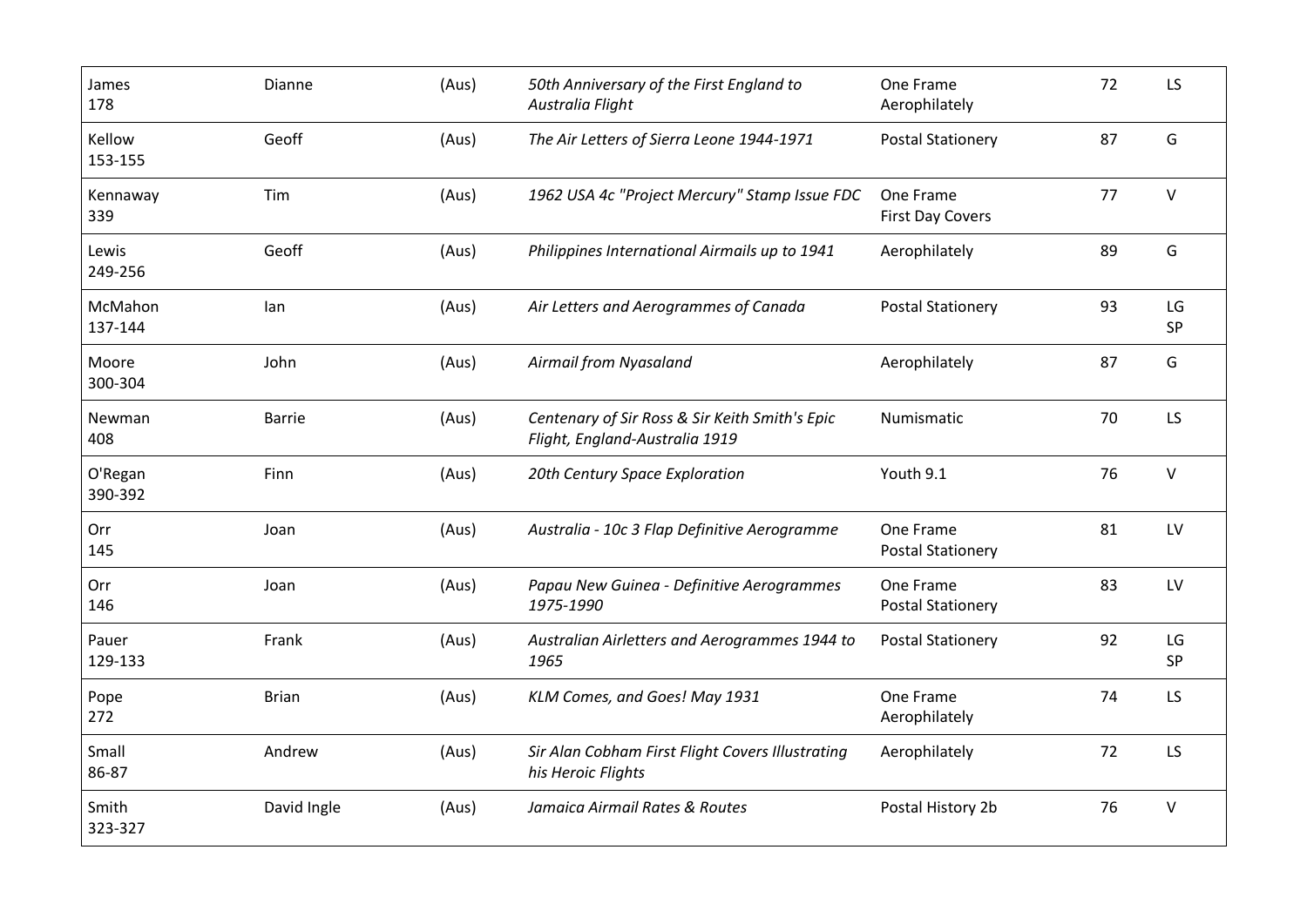| | | | | | | |
|---|---|---|---|---|---|---|
| James 178 | Dianne | (Aus) | *50th Anniversary of the First England to Australia Flight* | One Frame Aerophilately | 72 | LS |
| Kellow 153-155 | Geoff | (Aus) | *The Air Letters of Sierra Leone 1944-1971* | Postal Stationery | 87 | G |
| Kennaway 339 | Tim | (Aus) | *1962 USA 4c "Project Mercury" Stamp Issue FDC* | One Frame First Day Covers | 77 | V |
| Lewis 249-256 | Geoff | (Aus) | *Philippines International Airmails up to 1941* | Aerophilately | 89 | G |
| McMahon 137-144 | Ian | (Aus) | *Air Letters and Aerogrammes of Canada* | Postal Stationery | 93 | LG SP |
| Moore 300-304 | John | (Aus) | *Airmail from Nyasaland* | Aerophilately | 87 | G |
| Newman 408 | Barrie | (Aus) | *Centenary of Sir Ross & Sir Keith Smith's Epic Flight, England-Australia 1919* | Numismatic | 70 | LS |
| O'Regan 390-392 | Finn | (Aus) | *20th Century Space Exploration* | Youth 9.1 | 76 | V |
| Orr 145 | Joan | (Aus) | *Australia - 10c 3 Flap Definitive Aerogramme* | One Frame Postal Stationery | 81 | LV |
| Orr 146 | Joan | (Aus) | *Papau New Guinea - Definitive Aerogrammes 1975-1990* | One Frame Postal Stationery | 83 | LV |
| Pauer 129-133 | Frank | (Aus) | *Australian Airletters and Aerogrammes 1944 to 1965* | Postal Stationery | 92 | LG SP |
| Pope 272 | Brian | (Aus) | *KLM Comes, and Goes! May 1931* | One Frame Aerophilately | 74 | LS |
| Small 86-87 | Andrew | (Aus) | *Sir Alan Cobham First Flight Covers Illustrating his Heroic Flights* | Aerophilately | 72 | LS |
| Smith 323-327 | David Ingle | (Aus) | *Jamaica Airmail Rates & Routes* | Postal History 2b | 76 | V |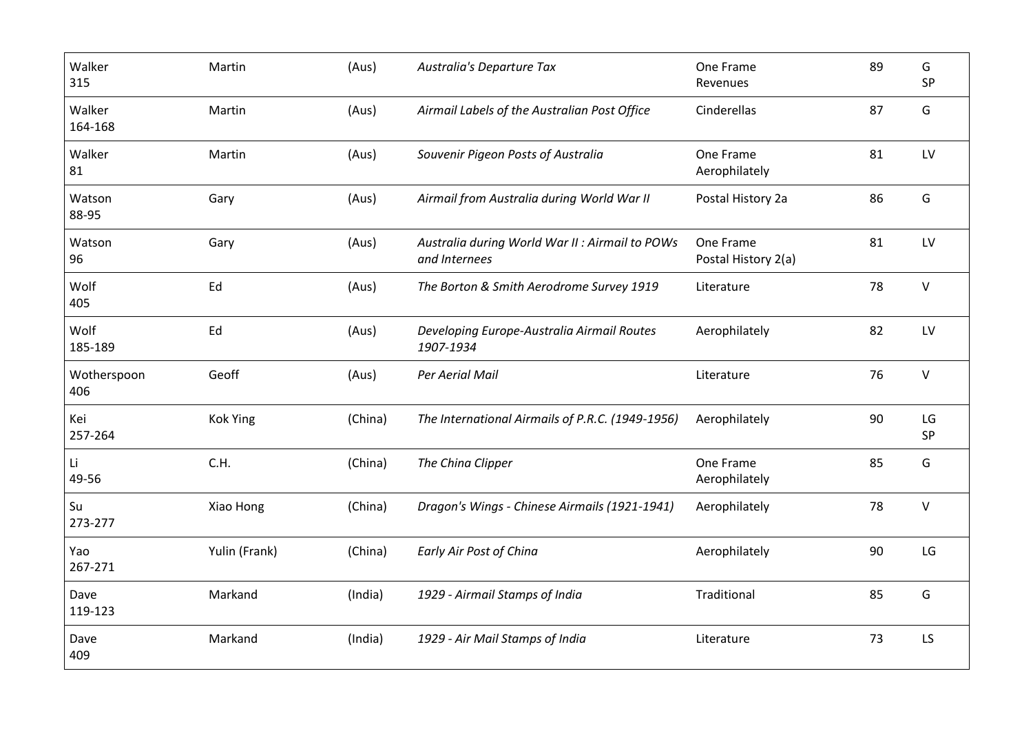| | | | | | | |
|---|---|---|---|---|---|---|
| Walker<br>315 | Martin | (Aus) | *Australia's Departure Tax* | One Frame<br>Revenues | 89 | G<br>SP |
| Walker<br>164-168 | Martin | (Aus) | *Airmail Labels of the Australian Post Office* | Cinderellas | 87 | G |
| Walker<br>81 | Martin | (Aus) | *Souvenir Pigeon Posts of Australia* | One Frame<br>Aerophilately | 81 | LV |
| Watson<br>88-95 | Gary | (Aus) | *Airmail from Australia during World War II* | Postal History 2a | 86 | G |
| Watson<br>96 | Gary | (Aus) | *Australia during World War II : Airmail to POWs and Internees* | One Frame<br>Postal History 2(a) | 81 | LV |
| Wolf<br>405 | Ed | (Aus) | *The Borton & Smith Aerodrome Survey 1919* | Literature | 78 | V |
| Wolf<br>185-189 | Ed | (Aus) | *Developing Europe-Australia Airmail Routes 1907-1934* | Aerophilately | 82 | LV |
| Wotherspoon<br>406 | Geoff | (Aus) | *Per Aerial Mail* | Literature | 76 | V |
| Kei<br>257-264 | Kok Ying | (China) | *The International Airmails of P.R.C. (1949-1956)* | Aerophilately | 90 | LG<br>SP |
| Li<br>49-56 | C.H. | (China) | *The China Clipper* | One Frame<br>Aerophilately | 85 | G |
| Su<br>273-277 | Xiao Hong | (China) | *Dragon's Wings - Chinese Airmails (1921-1941)* | Aerophilately | 78 | V |
| Yao<br>267-271 | Yulin (Frank) | (China) | *Early Air Post of China* | Aerophilately | 90 | LG |
| Dave<br>119-123 | Markand | (India) | *1929 - Airmail Stamps of India* | Traditional | 85 | G |
| Dave<br>409 | Markand | (India) | *1929 - Air Mail Stamps of India* | Literature | 73 | LS |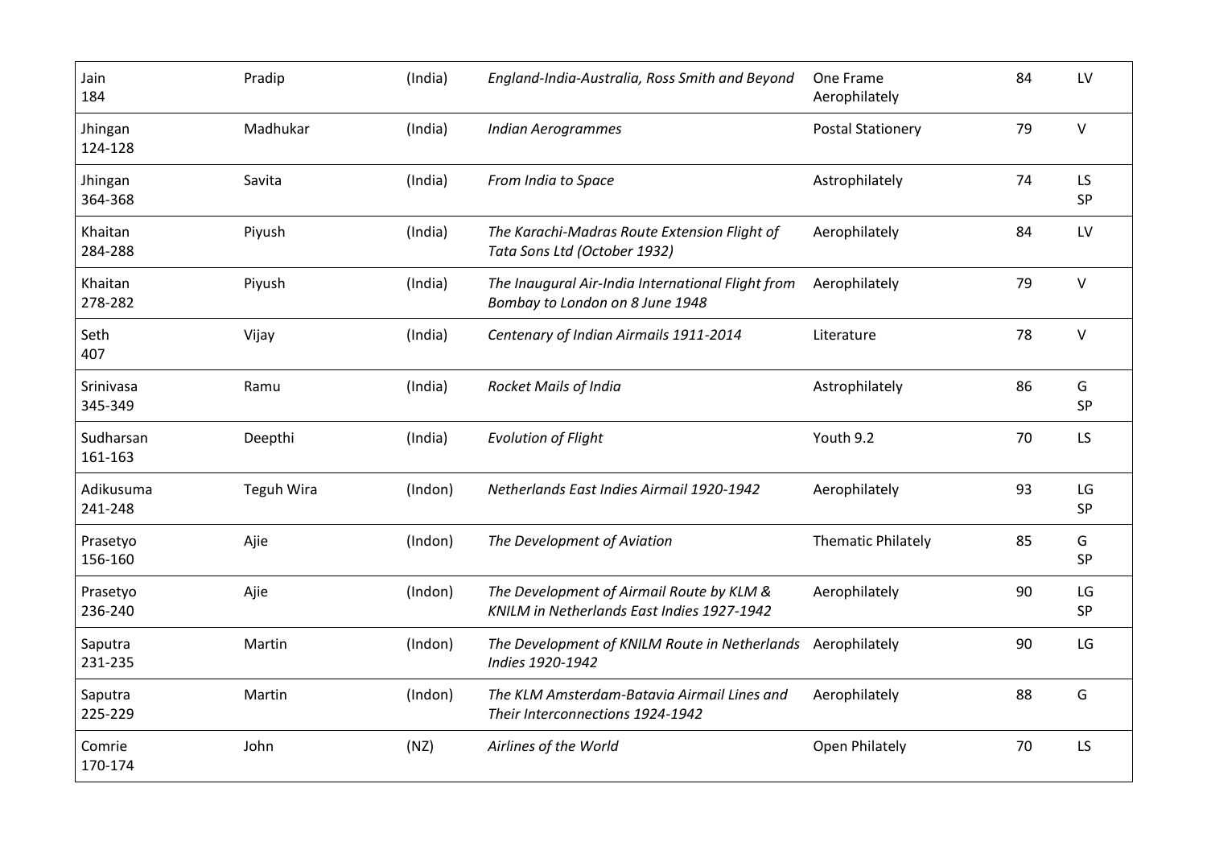| | | | | | | |
|---|---|---|---|---|---|---|
| Jain 184 | Pradip | (India) | *England-India-Australia, Ross Smith and Beyond* | One Frame Aerophilately | 84 | LV |
| Jhingan 124-128 | Madhukar | (India) | *Indian Aerogrammes* | Postal Stationery | 79 | V |
| Jhingan 364-368 | Savita | (India) | *From India to Space* | Astrophilately | 74 | LS SP |
| Khaitan 284-288 | Piyush | (India) | *The Karachi-Madras Route Extension Flight of Tata Sons Ltd (October 1932)* | Aerophilately | 84 | LV |
| Khaitan 278-282 | Piyush | (India) | *The Inaugural Air-India International Flight from Bombay to London on 8 June 1948* | Aerophilately | 79 | V |
| Seth 407 | Vijay | (India) | *Centenary of Indian Airmails 1911-2014* | Literature | 78 | V |
| Srinivasa 345-349 | Ramu | (India) | *Rocket Mails of India* | Astrophilately | 86 | G SP |
| Sudharsan 161-163 | Deepthi | (India) | *Evolution of Flight* | Youth 9.2 | 70 | LS |
| Adikusuma 241-248 | Teguh Wira | (Indon) | *Netherlands East Indies Airmail 1920-1942* | Aerophilately | 93 | LG SP |
| Prasetyo 156-160 | Ajie | (Indon) | *The Development of Aviation* | Thematic Philately | 85 | G SP |
| Prasetyo 236-240 | Ajie | (Indon) | *The Development of Airmail Route by KLM & KNILM in Netherlands East Indies 1927-1942* | Aerophilately | 90 | LG SP |
| Saputra 231-235 | Martin | (Indon) | *The Development of KNILM Route in Netherlands Indies 1920-1942* | Aerophilately | 90 | LG |
| Saputra 225-229 | Martin | (Indon) | *The KLM Amsterdam-Batavia Airmail Lines and Their Interconnections 1924-1942* | Aerophilately | 88 | G |
| Comrie 170-174 | John | (NZ) | *Airlines of the World* | Open Philately | 70 | LS |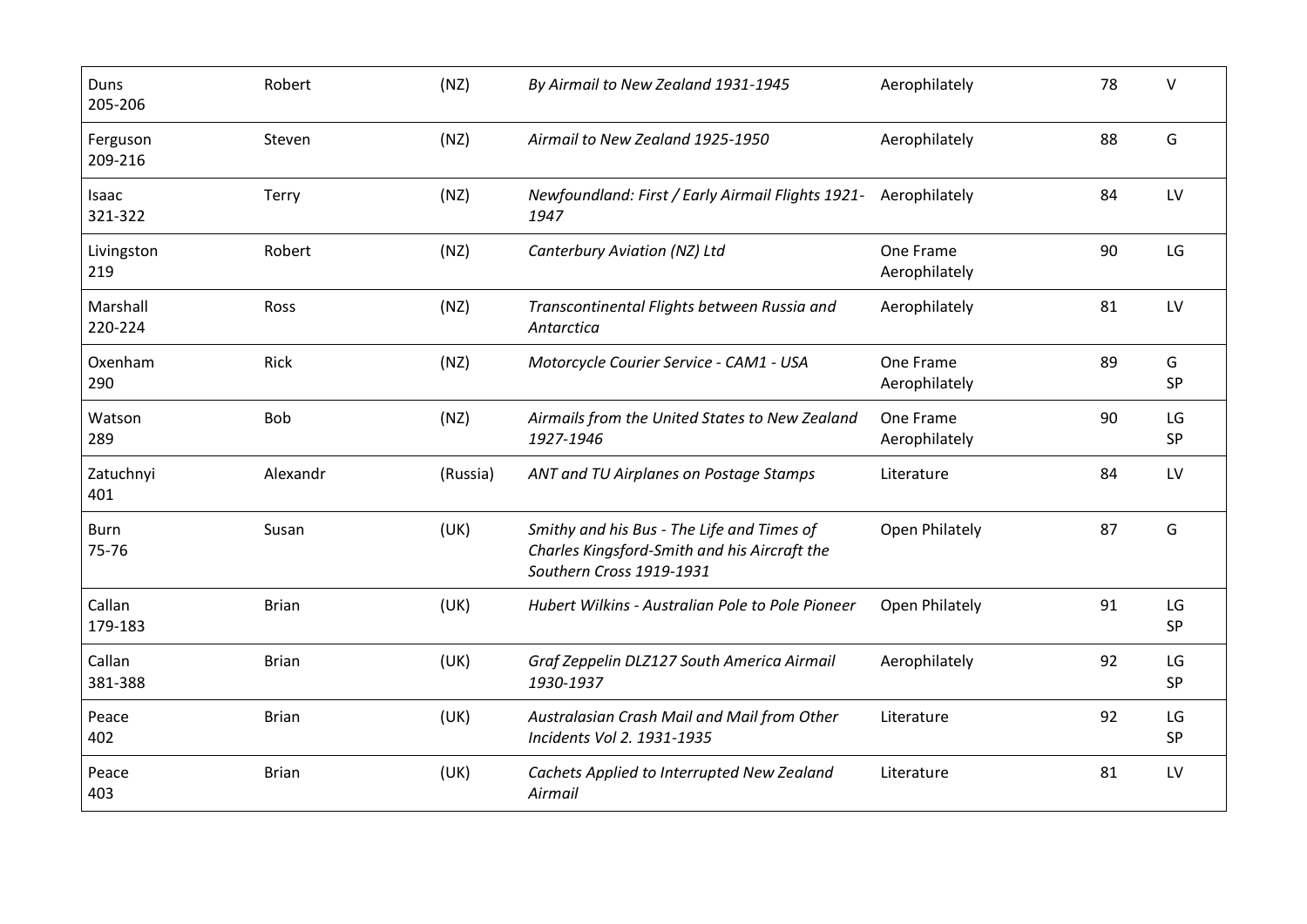| | | | | | | |
|---|---|---|---|---|---|---|
| Duns 205-206 | Robert | (NZ) | *By Airmail to New Zealand 1931-1945* | Aerophilately | 78 | V |
| Ferguson 209-216 | Steven | (NZ) | *Airmail to New Zealand 1925-1950* | Aerophilately | 88 | G |
| Isaac 321-322 | Terry | (NZ) | *Newfoundland: First / Early Airmail Flights 1921-1947* | Aerophilately | 84 | LV |
| Livingston 219 | Robert | (NZ) | *Canterbury Aviation (NZ) Ltd* | One Frame Aerophilately | 90 | LG |
| Marshall 220-224 | Ross | (NZ) | *Transcontinental Flights between Russia and Antarctica* | Aerophilately | 81 | LV |
| Oxenham 290 | Rick | (NZ) | *Motorcycle Courier Service - CAM1 - USA* | One Frame Aerophilately | 89 | G SP |
| Watson 289 | Bob | (NZ) | *Airmails from the United States to New Zealand 1927-1946* | One Frame Aerophilately | 90 | LG SP |
| Zatuchnyi 401 | Alexandr | (Russia) | *ANT and TU Airplanes on Postage Stamps* | Literature | 84 | LV |
| Burn 75-76 | Susan | (UK) | *Smithy and his Bus - The Life and Times of Charles Kingsford-Smith and his Aircraft the Southern Cross 1919-1931* | Open Philately | 87 | G |
| Callan 179-183 | Brian | (UK) | *Hubert Wilkins - Australian Pole to Pole Pioneer* | Open Philately | 91 | LG SP |
| Callan 381-388 | Brian | (UK) | *Graf Zeppelin DLZ127 South America Airmail 1930-1937* | Aerophilately | 92 | LG SP |
| Peace 402 | Brian | (UK) | *Australasian Crash Mail and Mail from Other Incidents Vol 2. 1931-1935* | Literature | 92 | LG SP |
| Peace 403 | Brian | (UK) | *Cachets Applied to Interrupted New Zealand Airmail* | Literature | 81 | LV |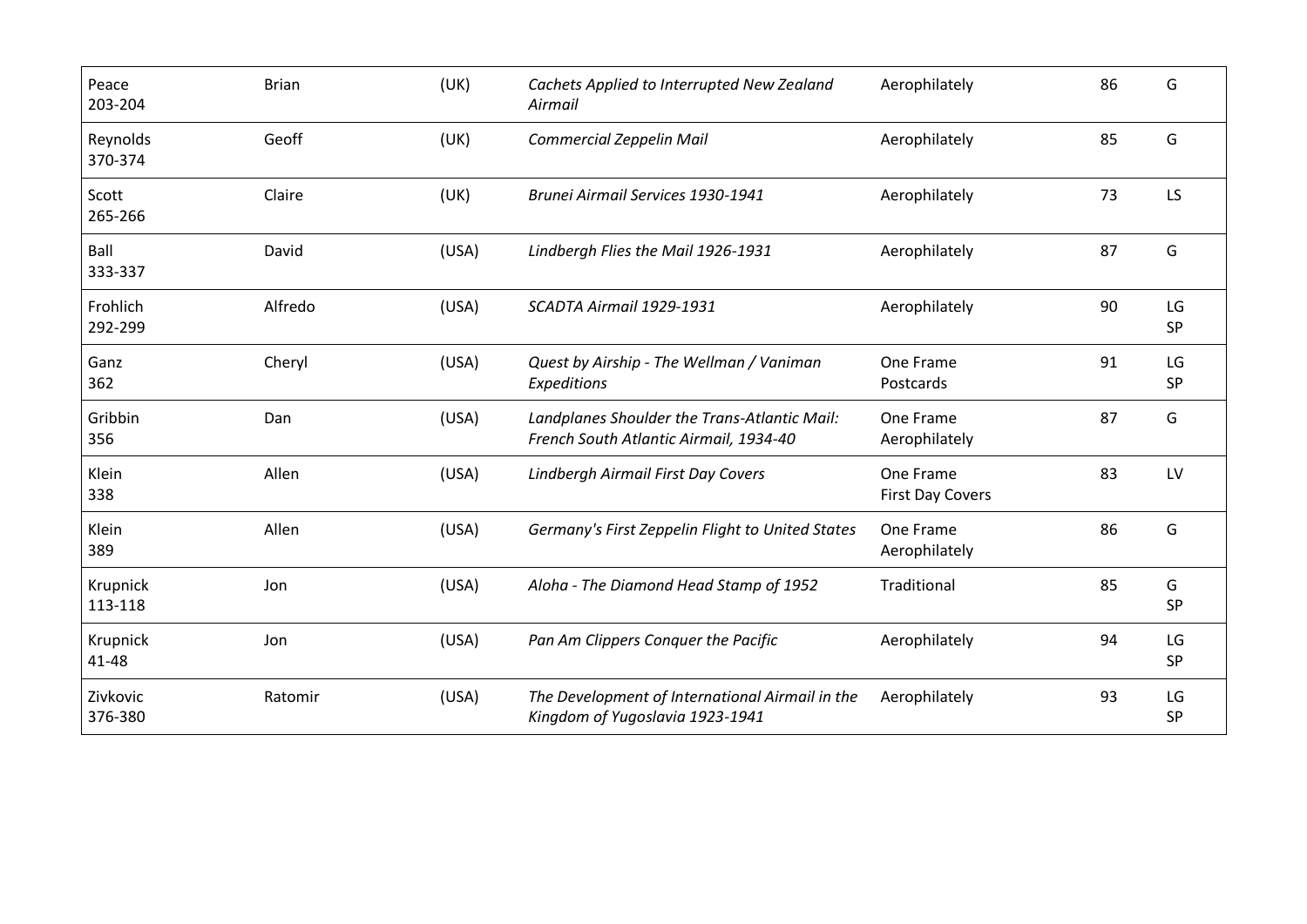| | | | | | | |
|---|---|---|---|---|---|---|
| Peace 203-204 | Brian | (UK) | *Cachets Applied to Interrupted New Zealand Airmail* | Aerophilately | 86 | G |
| Reynolds 370-374 | Geoff | (UK) | *Commercial Zeppelin Mail* | Aerophilately | 85 | G |
| Scott 265-266 | Claire | (UK) | *Brunei Airmail Services 1930-1941* | Aerophilately | 73 | LS |
| Ball 333-337 | David | (USA) | *Lindbergh Flies the Mail 1926-1931* | Aerophilately | 87 | G |
| Frohlich 292-299 | Alfredo | (USA) | *SCADTA Airmail 1929-1931* | Aerophilately | 90 | LG SP |
| Ganz 362 | Cheryl | (USA) | *Quest by Airship - The Wellman / Vaniman Expeditions* | One Frame Postcards | 91 | LG SP |
| Gribbin 356 | Dan | (USA) | *Landplanes Shoulder the Trans-Atlantic Mail: French South Atlantic Airmail, 1934-40* | One Frame Aerophilately | 87 | G |
| Klein 338 | Allen | (USA) | *Lindbergh Airmail First Day Covers* | One Frame First Day Covers | 83 | LV |
| Klein 389 | Allen | (USA) | *Germany's First Zeppelin Flight to United States* | One Frame Aerophilately | 86 | G |
| Krupnick 113-118 | Jon | (USA) | *Aloha - The Diamond Head Stamp of 1952* | Traditional | 85 | G SP |
| Krupnick 41-48 | Jon | (USA) | *Pan Am Clippers Conquer the Pacific* | Aerophilately | 94 | LG SP |
| Zivkovic 376-380 | Ratomir | (USA) | *The Development of International Airmail in the Kingdom of Yugoslavia 1923-1941* | Aerophilately | 93 | LG SP |